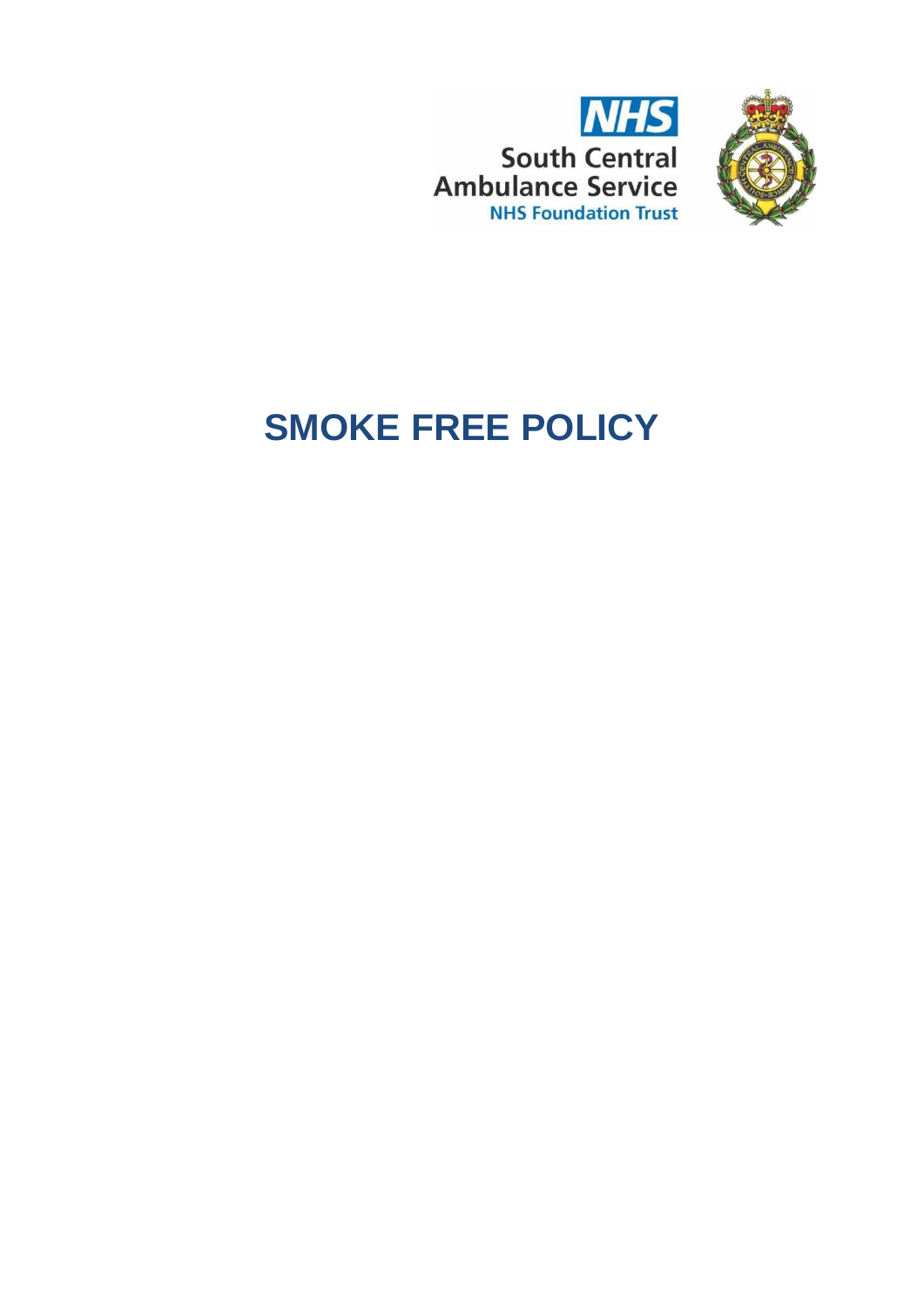NHS
South Central
Ambulance Service
NHS Foundation Trust

# SMOKE FREE POLICY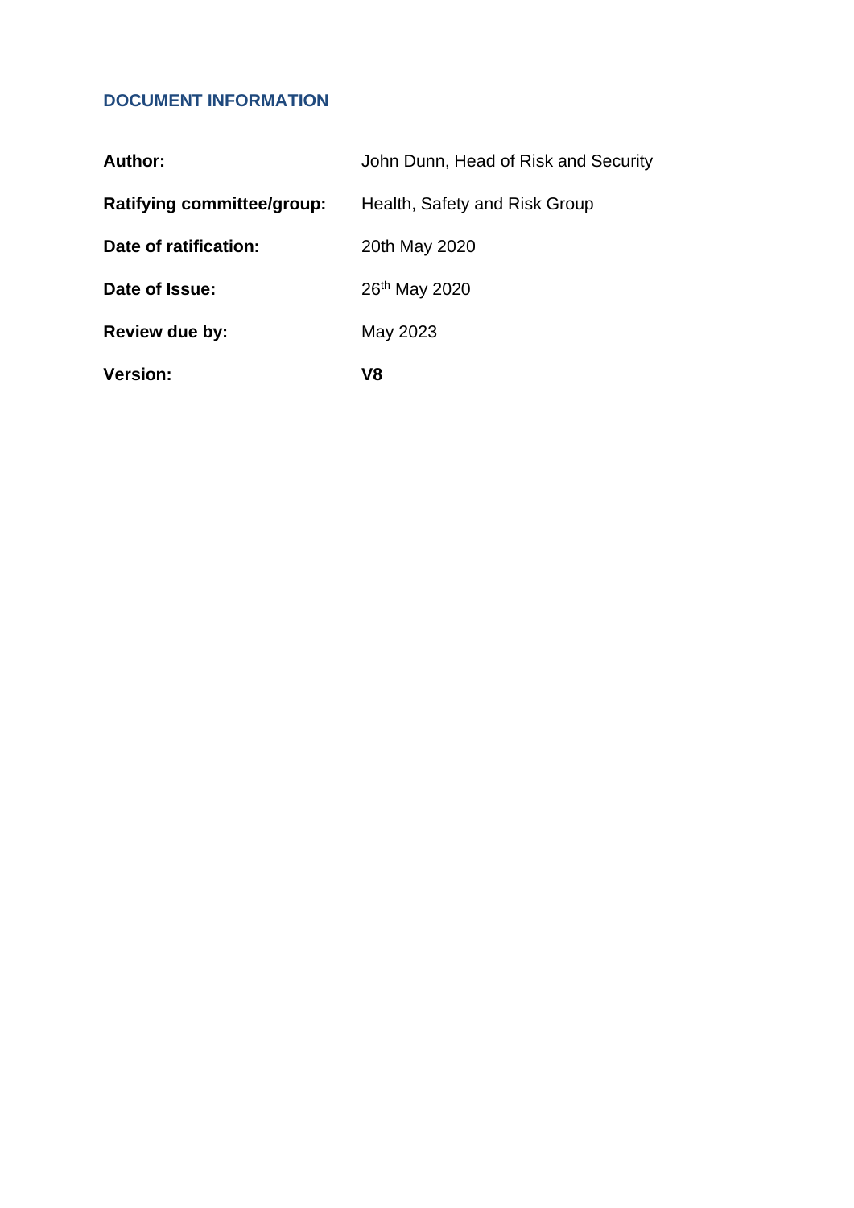## DOCUMENT INFORMATION

| | |
|---|---|
| **Author:** | John Dunn, Head of Risk and Security |
| **Ratifying committee/group:** | Health, Safety and Risk Group |
| **Date of ratification:** | 20th May 2020 |
| **Date of Issue:** | 26th May 2020 |
| **Review due by:** | May 2023 |
| **Version:** | **V8** |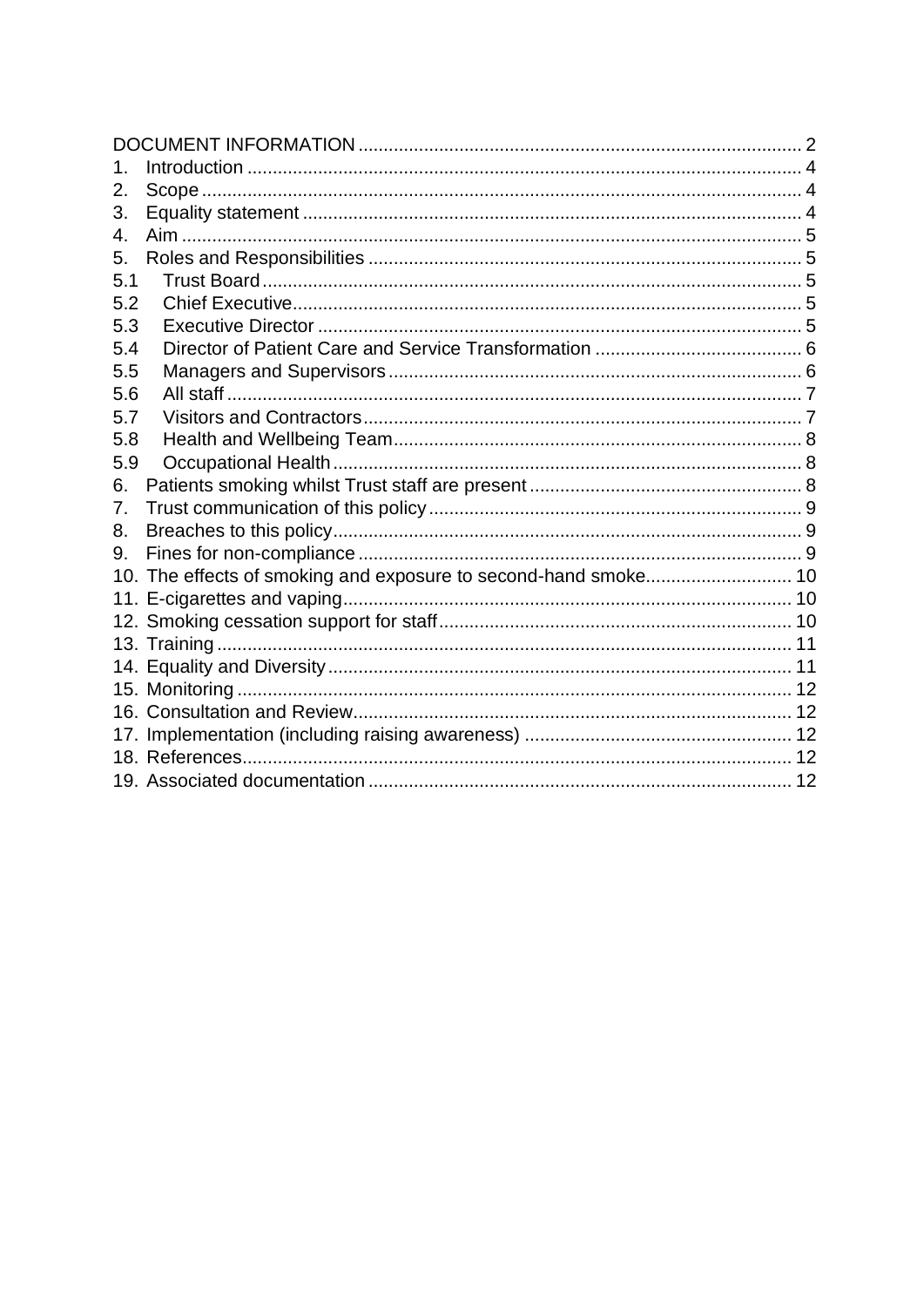DOCUMENT INFORMATION ........ 2
1. Introduction ........ 4
2. Scope ........ 4
3. Equality statement ........ 4
4. Aim ........ 5
5. Roles and Responsibilities ........ 5
5.1 Trust Board ........ 5
5.2 Chief Executive ........ 5
5.3 Executive Director ........ 5
5.4 Director of Patient Care and Service Transformation ........ 6
5.5 Managers and Supervisors ........ 6
5.6 All staff ........ 7
5.7 Visitors and Contractors ........ 7
5.8 Health and Wellbeing Team ........ 8
5.9 Occupational Health ........ 8
6. Patients smoking whilst Trust staff are present ........ 8
7. Trust communication of this policy ........ 9
8. Breaches to this policy ........ 9
9. Fines for non-compliance ........ 9
10. The effects of smoking and exposure to second-hand smoke ........ 10
11. E-cigarettes and vaping ........ 10
12. Smoking cessation support for staff ........ 10
13. Training ........ 11
14. Equality and Diversity ........ 11
15. Monitoring ........ 12
16. Consultation and Review ........ 12
17. Implementation (including raising awareness) ........ 12
18. References ........ 12
19. Associated documentation ........ 12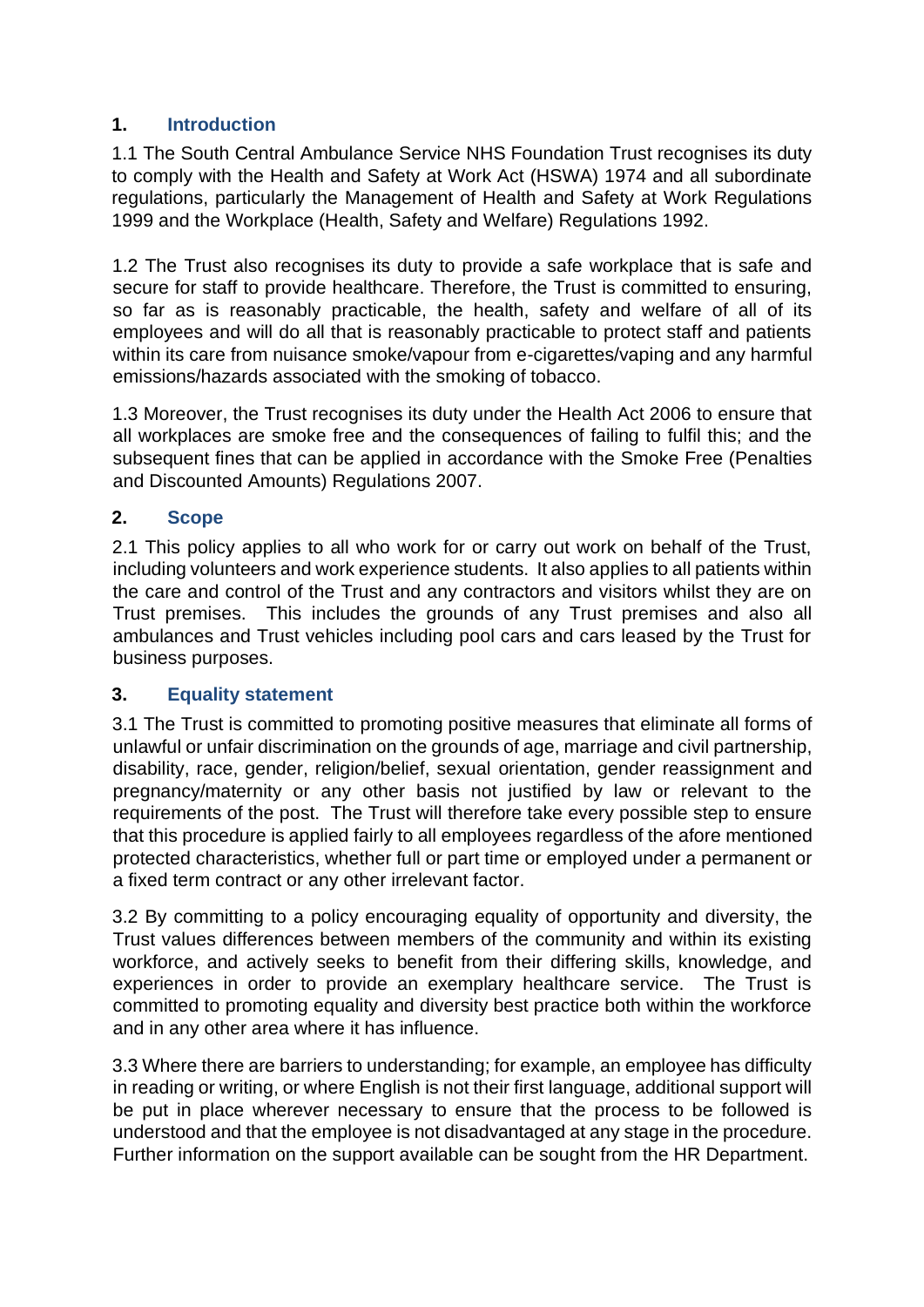## 1. Introduction

1.1 The South Central Ambulance Service NHS Foundation Trust recognises its duty to comply with the Health and Safety at Work Act (HSWA) 1974 and all subordinate regulations, particularly the Management of Health and Safety at Work Regulations 1999 and the Workplace (Health, Safety and Welfare) Regulations 1992.

1.2 The Trust also recognises its duty to provide a safe workplace that is safe and secure for staff to provide healthcare. Therefore, the Trust is committed to ensuring, so far as is reasonably practicable, the health, safety and welfare of all of its employees and will do all that is reasonably practicable to protect staff and patients within its care from nuisance smoke/vapour from e-cigarettes/vaping and any harmful emissions/hazards associated with the smoking of tobacco.

1.3 Moreover, the Trust recognises its duty under the Health Act 2006 to ensure that all workplaces are smoke free and the consequences of failing to fulfil this; and the subsequent fines that can be applied in accordance with the Smoke Free (Penalties and Discounted Amounts) Regulations 2007.

## 2. Scope

2.1 This policy applies to all who work for or carry out work on behalf of the Trust, including volunteers and work experience students. It also applies to all patients within the care and control of the Trust and any contractors and visitors whilst they are on Trust premises. This includes the grounds of any Trust premises and also all ambulances and Trust vehicles including pool cars and cars leased by the Trust for business purposes.

## 3. Equality statement

3.1 The Trust is committed to promoting positive measures that eliminate all forms of unlawful or unfair discrimination on the grounds of age, marriage and civil partnership, disability, race, gender, religion/belief, sexual orientation, gender reassignment and pregnancy/maternity or any other basis not justified by law or relevant to the requirements of the post. The Trust will therefore take every possible step to ensure that this procedure is applied fairly to all employees regardless of the afore mentioned protected characteristics, whether full or part time or employed under a permanent or a fixed term contract or any other irrelevant factor.

3.2 By committing to a policy encouraging equality of opportunity and diversity, the Trust values differences between members of the community and within its existing workforce, and actively seeks to benefit from their differing skills, knowledge, and experiences in order to provide an exemplary healthcare service. The Trust is committed to promoting equality and diversity best practice both within the workforce and in any other area where it has influence.

3.3 Where there are barriers to understanding; for example, an employee has difficulty in reading or writing, or where English is not their first language, additional support will be put in place wherever necessary to ensure that the process to be followed is understood and that the employee is not disadvantaged at any stage in the procedure. Further information on the support available can be sought from the HR Department.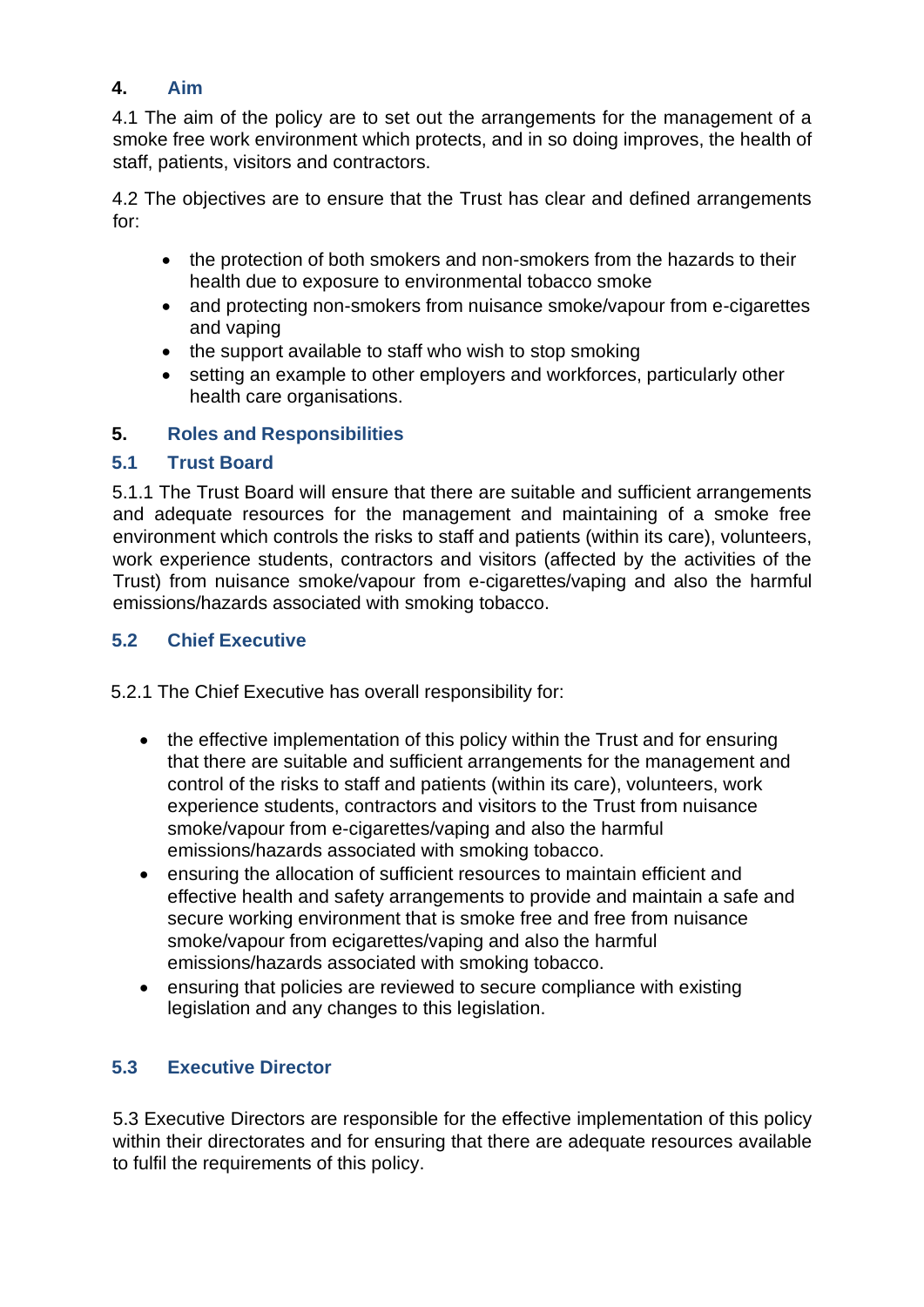## 4. Aim

4.1 The aim of the policy are to set out the arrangements for the management of a smoke free work environment which protects, and in so doing improves, the health of staff, patients, visitors and contractors.

4.2 The objectives are to ensure that the Trust has clear and defined arrangements for:

- the protection of both smokers and non-smokers from the hazards to their health due to exposure to environmental tobacco smoke
- and protecting non-smokers from nuisance smoke/vapour from e-cigarettes and vaping
- the support available to staff who wish to stop smoking
- setting an example to other employers and workforces, particularly other health care organisations.

## 5. Roles and Responsibilities

### 5.1 Trust Board

5.1.1 The Trust Board will ensure that there are suitable and sufficient arrangements and adequate resources for the management and maintaining of a smoke free environment which controls the risks to staff and patients (within its care), volunteers, work experience students, contractors and visitors (affected by the activities of the Trust) from nuisance smoke/vapour from e-cigarettes/vaping and also the harmful emissions/hazards associated with smoking tobacco.

### 5.2 Chief Executive

5.2.1 The Chief Executive has overall responsibility for:

- the effective implementation of this policy within the Trust and for ensuring that there are suitable and sufficient arrangements for the management and control of the risks to staff and patients (within its care), volunteers, work experience students, contractors and visitors to the Trust from nuisance smoke/vapour from e-cigarettes/vaping and also the harmful emissions/hazards associated with smoking tobacco.
- ensuring the allocation of sufficient resources to maintain efficient and effective health and safety arrangements to provide and maintain a safe and secure working environment that is smoke free and free from nuisance smoke/vapour from ecigarettes/vaping and also the harmful emissions/hazards associated with smoking tobacco.
- ensuring that policies are reviewed to secure compliance with existing legislation and any changes to this legislation.

### 5.3 Executive Director

5.3 Executive Directors are responsible for the effective implementation of this policy within their directorates and for ensuring that there are adequate resources available to fulfil the requirements of this policy.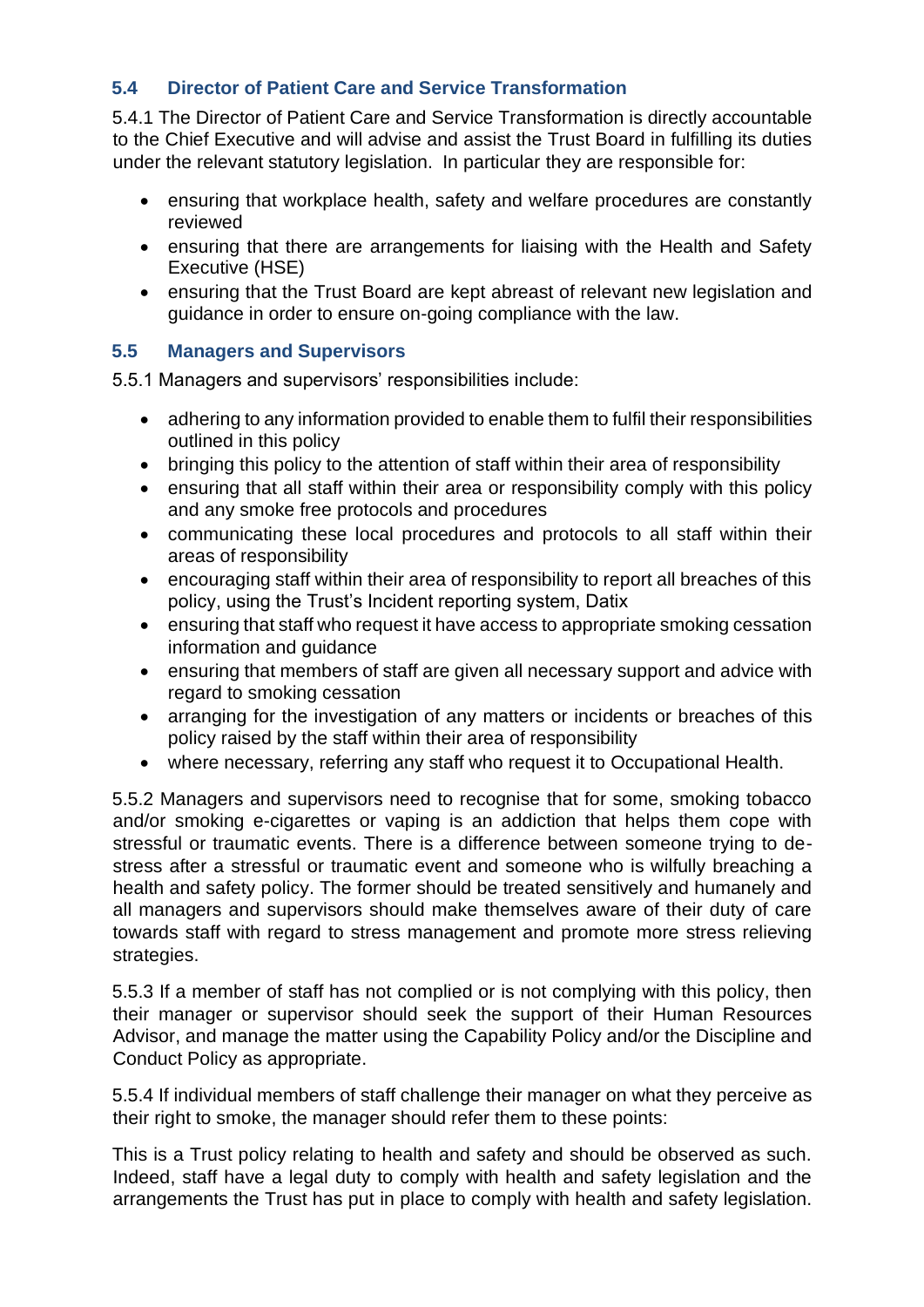### 5.4 Director of Patient Care and Service Transformation

5.4.1 The Director of Patient Care and Service Transformation is directly accountable to the Chief Executive and will advise and assist the Trust Board in fulfilling its duties under the relevant statutory legislation. In particular they are responsible for:

- ensuring that workplace health, safety and welfare procedures are constantly reviewed
- ensuring that there are arrangements for liaising with the Health and Safety Executive (HSE)
- ensuring that the Trust Board are kept abreast of relevant new legislation and guidance in order to ensure on-going compliance with the law.

### 5.5 Managers and Supervisors

5.5.1 Managers and supervisors' responsibilities include:

- adhering to any information provided to enable them to fulfil their responsibilities outlined in this policy
- bringing this policy to the attention of staff within their area of responsibility
- ensuring that all staff within their area or responsibility comply with this policy and any smoke free protocols and procedures
- communicating these local procedures and protocols to all staff within their areas of responsibility
- encouraging staff within their area of responsibility to report all breaches of this policy, using the Trust's Incident reporting system, Datix
- ensuring that staff who request it have access to appropriate smoking cessation information and guidance
- ensuring that members of staff are given all necessary support and advice with regard to smoking cessation
- arranging for the investigation of any matters or incidents or breaches of this policy raised by the staff within their area of responsibility
- where necessary, referring any staff who request it to Occupational Health.

5.5.2 Managers and supervisors need to recognise that for some, smoking tobacco and/or smoking e-cigarettes or vaping is an addiction that helps them cope with stressful or traumatic events. There is a difference between someone trying to de-stress after a stressful or traumatic event and someone who is wilfully breaching a health and safety policy. The former should be treated sensitively and humanely and all managers and supervisors should make themselves aware of their duty of care towards staff with regard to stress management and promote more stress relieving strategies.

5.5.3 If a member of staff has not complied or is not complying with this policy, then their manager or supervisor should seek the support of their Human Resources Advisor, and manage the matter using the Capability Policy and/or the Discipline and Conduct Policy as appropriate.

5.5.4 If individual members of staff challenge their manager on what they perceive as their right to smoke, the manager should refer them to these points:

This is a Trust policy relating to health and safety and should be observed as such. Indeed, staff have a legal duty to comply with health and safety legislation and the arrangements the Trust has put in place to comply with health and safety legislation.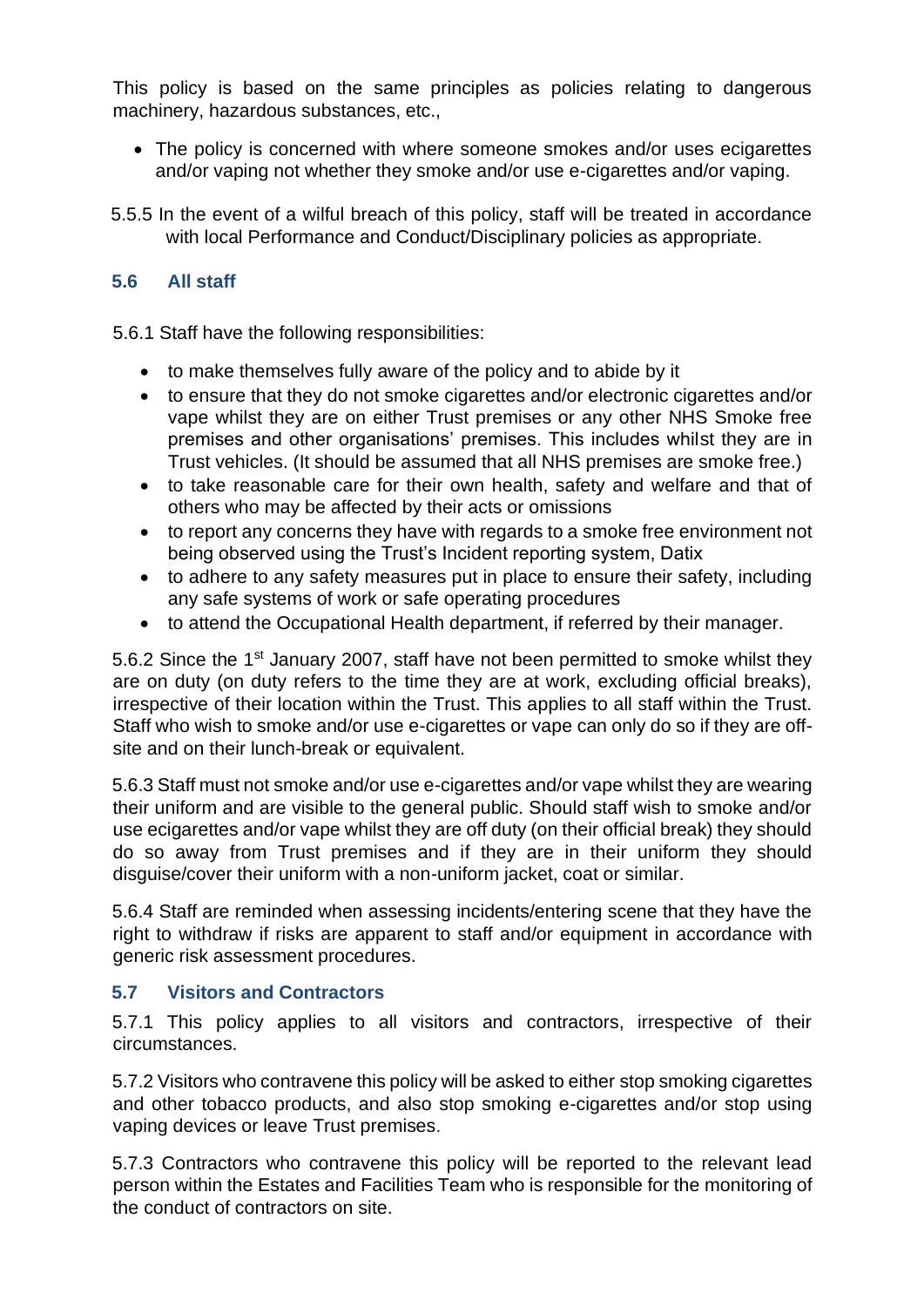This policy is based on the same principles as policies relating to dangerous machinery, hazardous substances, etc.,

- The policy is concerned with where someone smokes and/or uses ecigarettes and/or vaping not whether they smoke and/or use e-cigarettes and/or vaping.

5.5.5 In the event of a wilful breach of this policy, staff will be treated in accordance with local Performance and Conduct/Disciplinary policies as appropriate.

## 5.6 All staff

5.6.1 Staff have the following responsibilities:

- to make themselves fully aware of the policy and to abide by it
- to ensure that they do not smoke cigarettes and/or electronic cigarettes and/or vape whilst they are on either Trust premises or any other NHS Smoke free premises and other organisations' premises. This includes whilst they are in Trust vehicles. (It should be assumed that all NHS premises are smoke free.)
- to take reasonable care for their own health, safety and welfare and that of others who may be affected by their acts or omissions
- to report any concerns they have with regards to a smoke free environment not being observed using the Trust's Incident reporting system, Datix
- to adhere to any safety measures put in place to ensure their safety, including any safe systems of work or safe operating procedures
- to attend the Occupational Health department, if referred by their manager.

5.6.2 Since the 1st January 2007, staff have not been permitted to smoke whilst they are on duty (on duty refers to the time they are at work, excluding official breaks), irrespective of their location within the Trust. This applies to all staff within the Trust. Staff who wish to smoke and/or use e-cigarettes or vape can only do so if they are off-site and on their lunch-break or equivalent.

5.6.3 Staff must not smoke and/or use e-cigarettes and/or vape whilst they are wearing their uniform and are visible to the general public. Should staff wish to smoke and/or use ecigarettes and/or vape whilst they are off duty (on their official break) they should do so away from Trust premises and if they are in their uniform they should disguise/cover their uniform with a non-uniform jacket, coat or similar.

5.6.4 Staff are reminded when assessing incidents/entering scene that they have the right to withdraw if risks are apparent to staff and/or equipment in accordance with generic risk assessment procedures.

## 5.7 Visitors and Contractors

5.7.1 This policy applies to all visitors and contractors, irrespective of their circumstances.

5.7.2 Visitors who contravene this policy will be asked to either stop smoking cigarettes and other tobacco products, and also stop smoking e-cigarettes and/or stop using vaping devices or leave Trust premises.

5.7.3 Contractors who contravene this policy will be reported to the relevant lead person within the Estates and Facilities Team who is responsible for the monitoring of the conduct of contractors on site.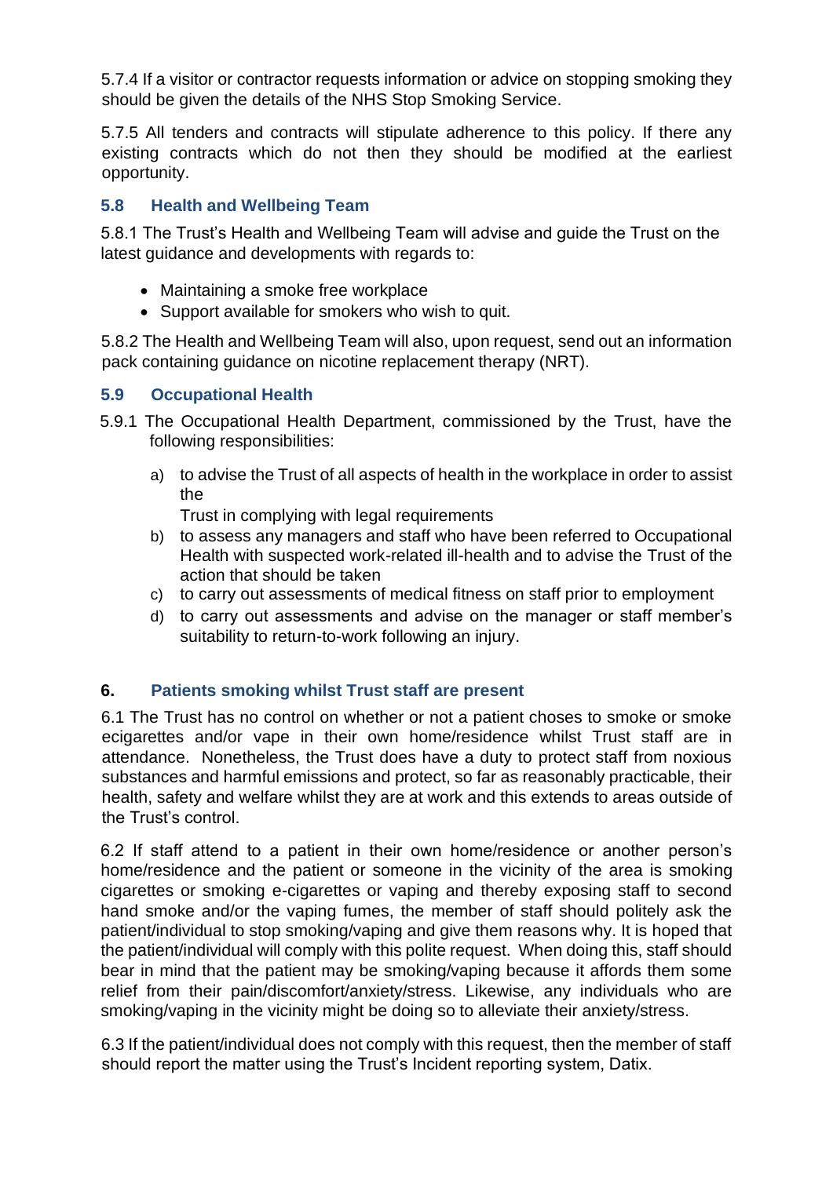5.7.4 If a visitor or contractor requests information or advice on stopping smoking they should be given the details of the NHS Stop Smoking Service.

5.7.5 All tenders and contracts will stipulate adherence to this policy. If there any existing contracts which do not then they should be modified at the earliest opportunity.

### 5.8 Health and Wellbeing Team

5.8.1 The Trust's Health and Wellbeing Team will advise and guide the Trust on the latest guidance and developments with regards to:

- Maintaining a smoke free workplace
- Support available for smokers who wish to quit.

5.8.2 The Health and Wellbeing Team will also, upon request, send out an information pack containing guidance on nicotine replacement therapy (NRT).

### 5.9 Occupational Health

5.9.1 The Occupational Health Department, commissioned by the Trust, have the following responsibilities:

a) to advise the Trust of all aspects of health in the workplace in order to assist the Trust in complying with legal requirements
b) to assess any managers and staff who have been referred to Occupational Health with suspected work-related ill-health and to advise the Trust of the action that should be taken
c) to carry out assessments of medical fitness on staff prior to employment
d) to carry out assessments and advise on the manager or staff member's suitability to return-to-work following an injury.

## 6. Patients smoking whilst Trust staff are present

6.1 The Trust has no control on whether or not a patient choses to smoke or smoke ecigarettes and/or vape in their own home/residence whilst Trust staff are in attendance. Nonetheless, the Trust does have a duty to protect staff from noxious substances and harmful emissions and protect, so far as reasonably practicable, their health, safety and welfare whilst they are at work and this extends to areas outside of the Trust's control.

6.2 If staff attend to a patient in their own home/residence or another person's home/residence and the patient or someone in the vicinity of the area is smoking cigarettes or smoking e-cigarettes or vaping and thereby exposing staff to second hand smoke and/or the vaping fumes, the member of staff should politely ask the patient/individual to stop smoking/vaping and give them reasons why. It is hoped that the patient/individual will comply with this polite request. When doing this, staff should bear in mind that the patient may be smoking/vaping because it affords them some relief from their pain/discomfort/anxiety/stress. Likewise, any individuals who are smoking/vaping in the vicinity might be doing so to alleviate their anxiety/stress.

6.3 If the patient/individual does not comply with this request, then the member of staff should report the matter using the Trust's Incident reporting system, Datix.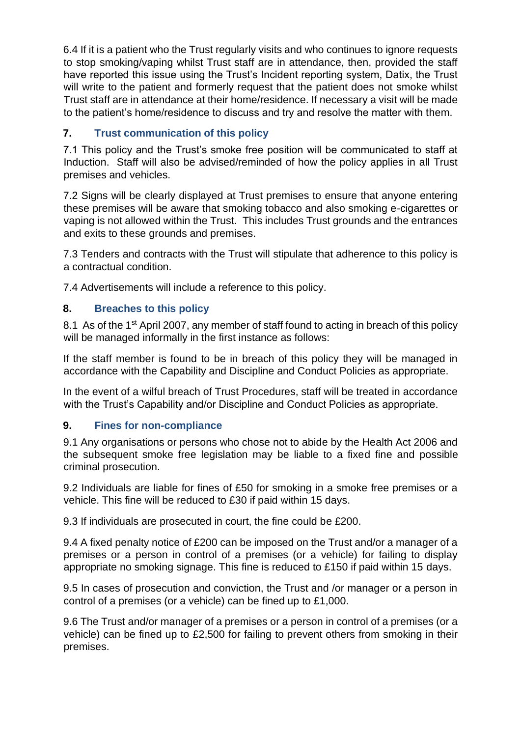6.4 If it is a patient who the Trust regularly visits and who continues to ignore requests to stop smoking/vaping whilst Trust staff are in attendance, then, provided the staff have reported this issue using the Trust's Incident reporting system, Datix, the Trust will write to the patient and formerly request that the patient does not smoke whilst Trust staff are in attendance at their home/residence. If necessary a visit will be made to the patient's home/residence to discuss and try and resolve the matter with them.

## 7. Trust communication of this policy

7.1 This policy and the Trust's smoke free position will be communicated to staff at Induction. Staff will also be advised/reminded of how the policy applies in all Trust premises and vehicles.

7.2 Signs will be clearly displayed at Trust premises to ensure that anyone entering these premises will be aware that smoking tobacco and also smoking e-cigarettes or vaping is not allowed within the Trust. This includes Trust grounds and the entrances and exits to these grounds and premises.

7.3 Tenders and contracts with the Trust will stipulate that adherence to this policy is a contractual condition.

7.4 Advertisements will include a reference to this policy.

## 8. Breaches to this policy

8.1 As of the 1st April 2007, any member of staff found to acting in breach of this policy will be managed informally in the first instance as follows:

If the staff member is found to be in breach of this policy they will be managed in accordance with the Capability and Discipline and Conduct Policies as appropriate.

In the event of a wilful breach of Trust Procedures, staff will be treated in accordance with the Trust's Capability and/or Discipline and Conduct Policies as appropriate.

## 9. Fines for non-compliance

9.1 Any organisations or persons who chose not to abide by the Health Act 2006 and the subsequent smoke free legislation may be liable to a fixed fine and possible criminal prosecution.

9.2 Individuals are liable for fines of £50 for smoking in a smoke free premises or a vehicle. This fine will be reduced to £30 if paid within 15 days.

9.3 If individuals are prosecuted in court, the fine could be £200.

9.4 A fixed penalty notice of £200 can be imposed on the Trust and/or a manager of a premises or a person in control of a premises (or a vehicle) for failing to display appropriate no smoking signage. This fine is reduced to £150 if paid within 15 days.

9.5 In cases of prosecution and conviction, the Trust and /or manager or a person in control of a premises (or a vehicle) can be fined up to £1,000.

9.6 The Trust and/or manager of a premises or a person in control of a premises (or a vehicle) can be fined up to £2,500 for failing to prevent others from smoking in their premises.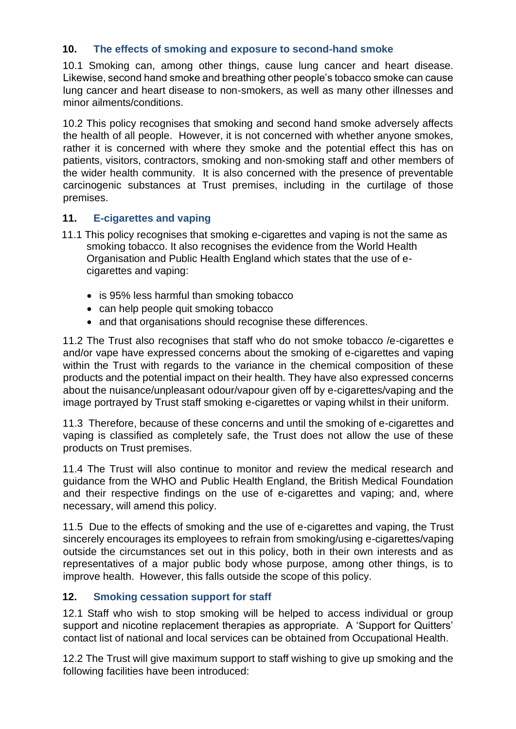## 10. The effects of smoking and exposure to second-hand smoke

10.1 Smoking can, among other things, cause lung cancer and heart disease. Likewise, second hand smoke and breathing other people's tobacco smoke can cause lung cancer and heart disease to non-smokers, as well as many other illnesses and minor ailments/conditions.

10.2 This policy recognises that smoking and second hand smoke adversely affects the health of all people. However, it is not concerned with whether anyone smokes, rather it is concerned with where they smoke and the potential effect this has on patients, visitors, contractors, smoking and non-smoking staff and other members of the wider health community. It is also concerned with the presence of preventable carcinogenic substances at Trust premises, including in the curtilage of those premises.

## 11. E-cigarettes and vaping

11.1 This policy recognises that smoking e-cigarettes and vaping is not the same as smoking tobacco. It also recognises the evidence from the World Health Organisation and Public Health England which states that the use of e-cigarettes and vaping:

- is 95% less harmful than smoking tobacco
- can help people quit smoking tobacco
- and that organisations should recognise these differences.

11.2 The Trust also recognises that staff who do not smoke tobacco /e-cigarettes e and/or vape have expressed concerns about the smoking of e-cigarettes and vaping within the Trust with regards to the variance in the chemical composition of these products and the potential impact on their health. They have also expressed concerns about the nuisance/unpleasant odour/vapour given off by e-cigarettes/vaping and the image portrayed by Trust staff smoking e-cigarettes or vaping whilst in their uniform.

11.3 Therefore, because of these concerns and until the smoking of e-cigarettes and vaping is classified as completely safe, the Trust does not allow the use of these products on Trust premises.

11.4 The Trust will also continue to monitor and review the medical research and guidance from the WHO and Public Health England, the British Medical Foundation and their respective findings on the use of e-cigarettes and vaping; and, where necessary, will amend this policy.

11.5 Due to the effects of smoking and the use of e-cigarettes and vaping, the Trust sincerely encourages its employees to refrain from smoking/using e-cigarettes/vaping outside the circumstances set out in this policy, both in their own interests and as representatives of a major public body whose purpose, among other things, is to improve health. However, this falls outside the scope of this policy.

## 12. Smoking cessation support for staff

12.1 Staff who wish to stop smoking will be helped to access individual or group support and nicotine replacement therapies as appropriate. A 'Support for Quitters' contact list of national and local services can be obtained from Occupational Health.

12.2 The Trust will give maximum support to staff wishing to give up smoking and the following facilities have been introduced: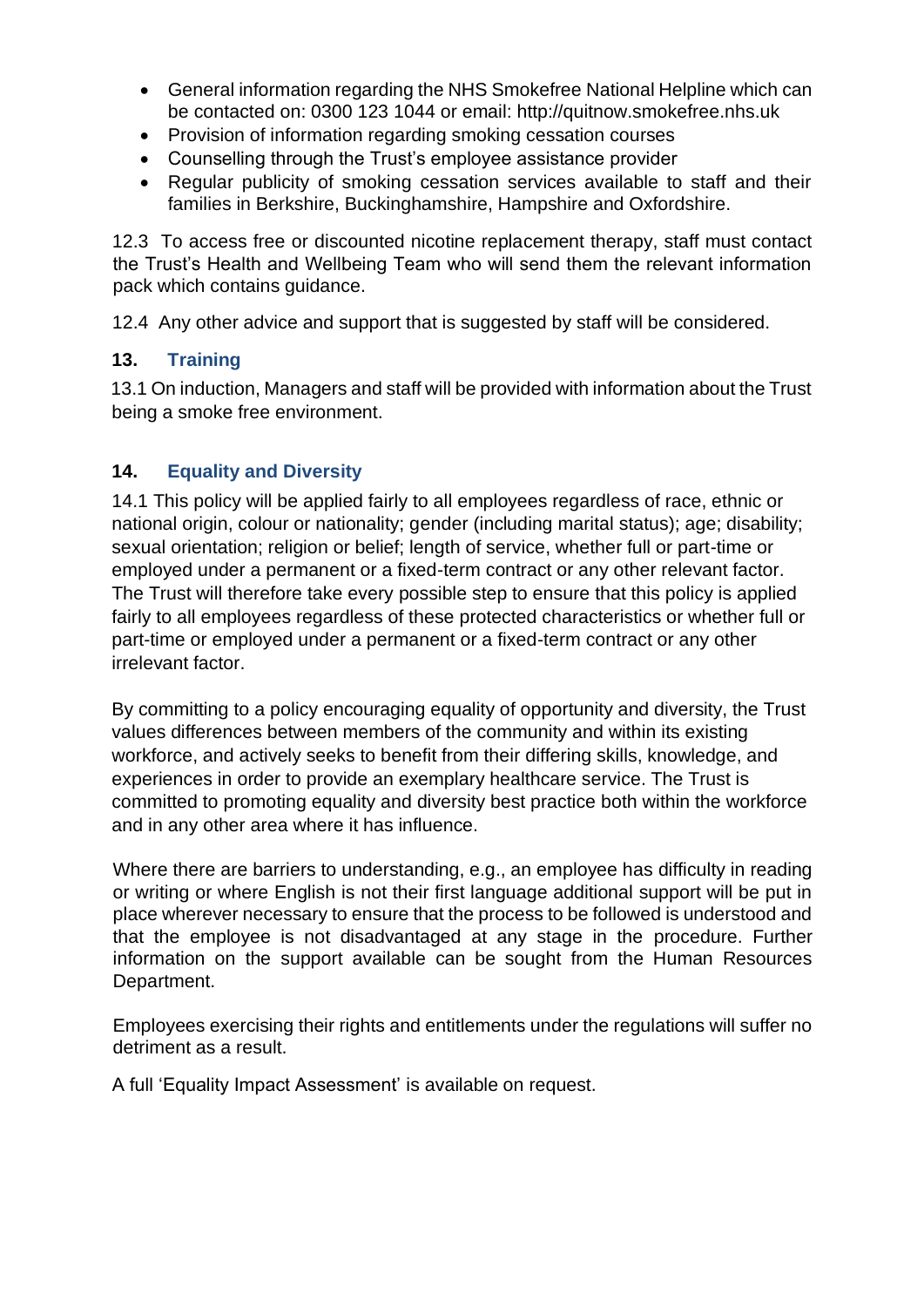- General information regarding the NHS Smokefree National Helpline which can be contacted on: 0300 123 1044 or email: http://quitnow.smokefree.nhs.uk
- Provision of information regarding smoking cessation courses
- Counselling through the Trust's employee assistance provider
- Regular publicity of smoking cessation services available to staff and their families in Berkshire, Buckinghamshire, Hampshire and Oxfordshire.

12.3 To access free or discounted nicotine replacement therapy, staff must contact the Trust's Health and Wellbeing Team who will send them the relevant information pack which contains guidance.

12.4 Any other advice and support that is suggested by staff will be considered.

## 13. Training

13.1 On induction, Managers and staff will be provided with information about the Trust being a smoke free environment.

## 14. Equality and Diversity

14.1 This policy will be applied fairly to all employees regardless of race, ethnic or national origin, colour or nationality; gender (including marital status); age; disability; sexual orientation; religion or belief; length of service, whether full or part-time or employed under a permanent or a fixed-term contract or any other relevant factor. The Trust will therefore take every possible step to ensure that this policy is applied fairly to all employees regardless of these protected characteristics or whether full or part-time or employed under a permanent or a fixed-term contract or any other irrelevant factor.

By committing to a policy encouraging equality of opportunity and diversity, the Trust values differences between members of the community and within its existing workforce, and actively seeks to benefit from their differing skills, knowledge, and experiences in order to provide an exemplary healthcare service. The Trust is committed to promoting equality and diversity best practice both within the workforce and in any other area where it has influence.

Where there are barriers to understanding, e.g., an employee has difficulty in reading or writing or where English is not their first language additional support will be put in place wherever necessary to ensure that the process to be followed is understood and that the employee is not disadvantaged at any stage in the procedure. Further information on the support available can be sought from the Human Resources Department.

Employees exercising their rights and entitlements under the regulations will suffer no detriment as a result.

A full 'Equality Impact Assessment' is available on request.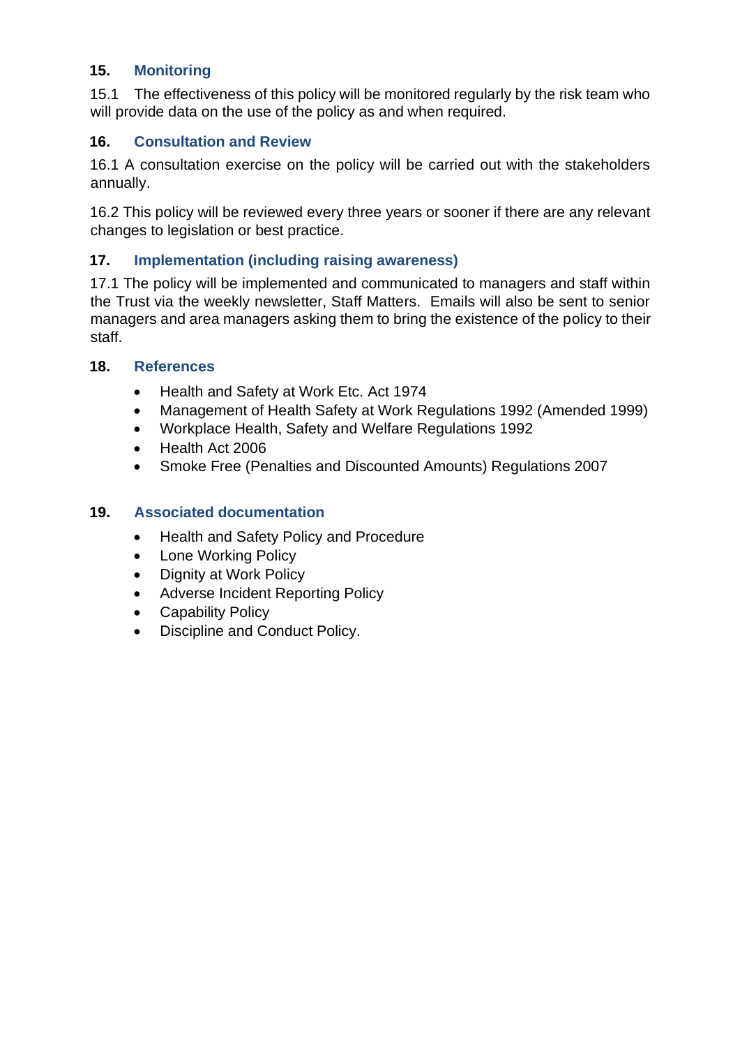## 15. Monitoring

15.1 The effectiveness of this policy will be monitored regularly by the risk team who will provide data on the use of the policy as and when required.

## 16. Consultation and Review

16.1 A consultation exercise on the policy will be carried out with the stakeholders annually.

16.2 This policy will be reviewed every three years or sooner if there are any relevant changes to legislation or best practice.

## 17. Implementation (including raising awareness)

17.1 The policy will be implemented and communicated to managers and staff within the Trust via the weekly newsletter, Staff Matters. Emails will also be sent to senior managers and area managers asking them to bring the existence of the policy to their staff.

## 18. References

- Health and Safety at Work Etc. Act 1974
- Management of Health Safety at Work Regulations 1992 (Amended 1999)
- Workplace Health, Safety and Welfare Regulations 1992
- Health Act 2006
- Smoke Free (Penalties and Discounted Amounts) Regulations 2007

## 19. Associated documentation

- Health and Safety Policy and Procedure
- Lone Working Policy
- Dignity at Work Policy
- Adverse Incident Reporting Policy
- Capability Policy
- Discipline and Conduct Policy.